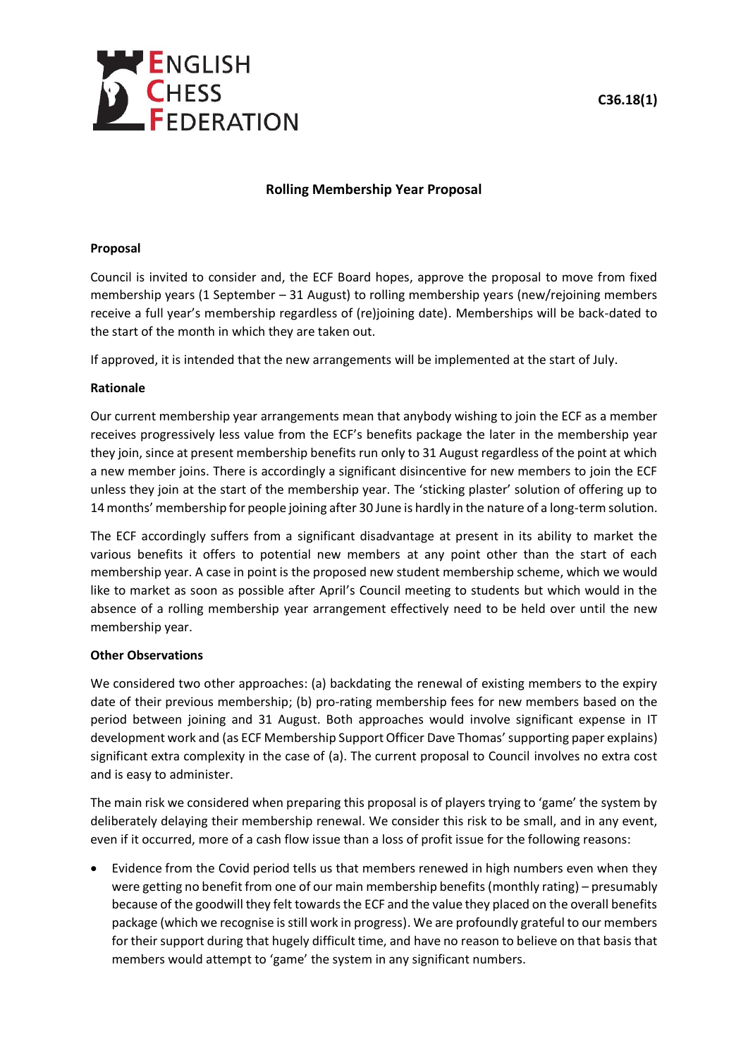ENGLISH CHESS FEDERATION

C36.18(1)

## Rolling Membership Year Proposal

### Proposal

Council is invited to consider and, the ECF Board hopes, approve the proposal to move from fixed membership years (1 September – 31 August) to rolling membership years (new/rejoining members receive a full year's membership regardless of (re)joining date). Memberships will be back-dated to the start of the month in which they are taken out.

If approved, it is intended that the new arrangements will be implemented at the start of July.

### Rationale

Our current membership year arrangements mean that anybody wishing to join the ECF as a member receives progressively less value from the ECF's benefits package the later in the membership year they join, since at present membership benefits run only to 31 August regardless of the point at which a new member joins. There is accordingly a significant disincentive for new members to join the ECF unless they join at the start of the membership year. The 'sticking plaster' solution of offering up to 14 months' membership for people joining after 30 June is hardly in the nature of a long-term solution.

The ECF accordingly suffers from a significant disadvantage at present in its ability to market the various benefits it offers to potential new members at any point other than the start of each membership year. A case in point is the proposed new student membership scheme, which we would like to market as soon as possible after April's Council meeting to students but which would in the absence of a rolling membership year arrangement effectively need to be held over until the new membership year.

### Other Observations

We considered two other approaches: (a) backdating the renewal of existing members to the expiry date of their previous membership; (b) pro-rating membership fees for new members based on the period between joining and 31 August. Both approaches would involve significant expense in IT development work and (as ECF Membership Support Officer Dave Thomas' supporting paper explains) significant extra complexity in the case of (a). The current proposal to Council involves no extra cost and is easy to administer.

The main risk we considered when preparing this proposal is of players trying to 'game' the system by deliberately delaying their membership renewal. We consider this risk to be small, and in any event, even if it occurred, more of a cash flow issue than a loss of profit issue for the following reasons:

- Evidence from the Covid period tells us that members renewed in high numbers even when they were getting no benefit from one of our main membership benefits (monthly rating) – presumably because of the goodwill they felt towards the ECF and the value they placed on the overall benefits package (which we recognise is still work in progress). We are profoundly grateful to our members for their support during that hugely difficult time, and have no reason to believe on that basis that members would attempt to 'game' the system in any significant numbers.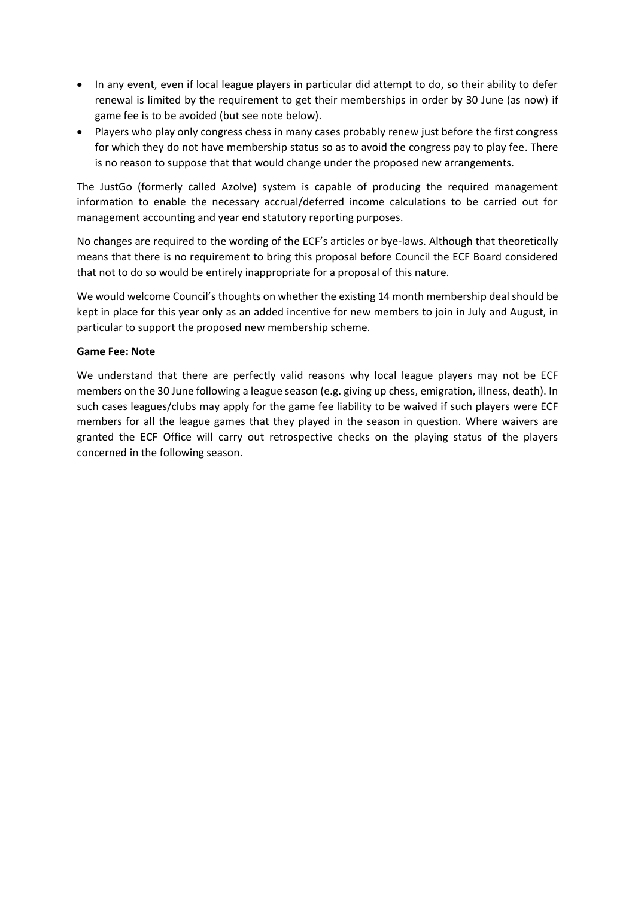- In any event, even if local league players in particular did attempt to do, so their ability to defer renewal is limited by the requirement to get their memberships in order by 30 June (as now) if game fee is to be avoided (but see note below).
- Players who play only congress chess in many cases probably renew just before the first congress for which they do not have membership status so as to avoid the congress pay to play fee. There is no reason to suppose that that would change under the proposed new arrangements.

The JustGo (formerly called Azolve) system is capable of producing the required management information to enable the necessary accrual/deferred income calculations to be carried out for management accounting and year end statutory reporting purposes.

No changes are required to the wording of the ECF's articles or bye-laws. Although that theoretically means that there is no requirement to bring this proposal before Council the ECF Board considered that not to do so would be entirely inappropriate for a proposal of this nature.

We would welcome Council's thoughts on whether the existing 14 month membership deal should be kept in place for this year only as an added incentive for new members to join in July and August, in particular to support the proposed new membership scheme.

**Game Fee: Note**

We understand that there are perfectly valid reasons why local league players may not be ECF members on the 30 June following a league season (e.g. giving up chess, emigration, illness, death). In such cases leagues/clubs may apply for the game fee liability to be waived if such players were ECF members for all the league games that they played in the season in question. Where waivers are granted the ECF Office will carry out retrospective checks on the playing status of the players concerned in the following season.